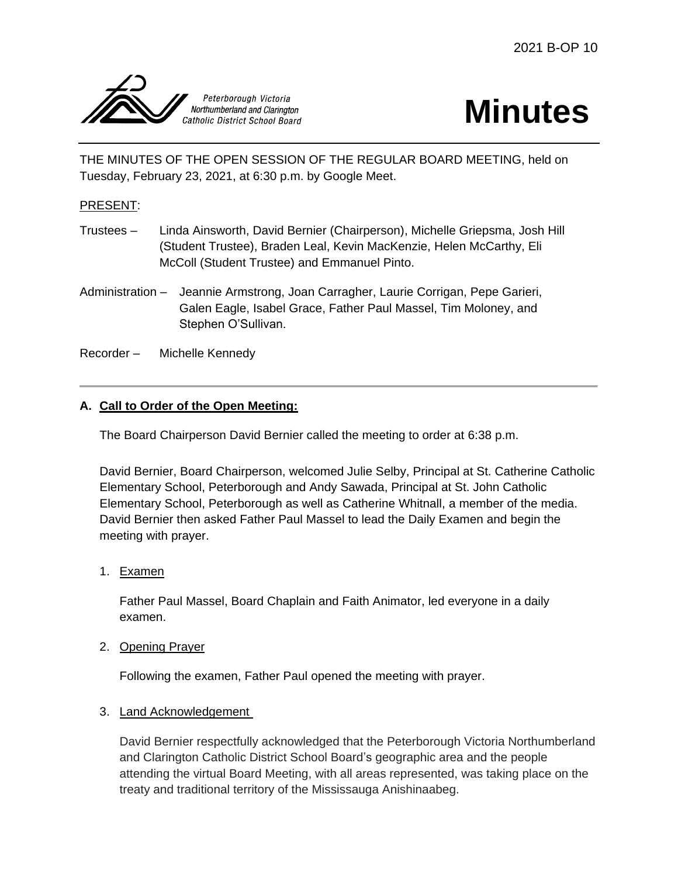2021 B-OP 10

Peterborough Victoria Northumberland and Clarington Catholic District School Board

# Minutes

THE MINUTES OF THE OPEN SESSION OF THE REGULAR BOARD MEETING, held on Tuesday, February 23, 2021, at 6:30 p.m. by Google Meet.

PRESENT:

Trustees – Linda Ainsworth, David Bernier (Chairperson), Michelle Griepsma, Josh Hill (Student Trustee), Braden Leal, Kevin MacKenzie, Helen McCarthy, Eli McColl (Student Trustee) and Emmanuel Pinto.

Administration – Jeannie Armstrong, Joan Carragher, Laurie Corrigan, Pepe Garieri, Galen Eagle, Isabel Grace, Father Paul Massel, Tim Moloney, and Stephen O'Sullivan.

Recorder – Michelle Kennedy

---

## A. Call to Order of the Open Meeting:

The Board Chairperson David Bernier called the meeting to order at 6:38 p.m.

David Bernier, Board Chairperson, welcomed Julie Selby, Principal at St. Catherine Catholic Elementary School, Peterborough and Andy Sawada, Principal at St. John Catholic Elementary School, Peterborough as well as Catherine Whitnall, a member of the media. David Bernier then asked Father Paul Massel to lead the Daily Examen and begin the meeting with prayer.

1. Examen

   Father Paul Massel, Board Chaplain and Faith Animator, led everyone in a daily examen.

2. Opening Prayer

   Following the examen, Father Paul opened the meeting with prayer.

3. Land Acknowledgement

   David Bernier respectfully acknowledged that the Peterborough Victoria Northumberland and Clarington Catholic District School Board's geographic area and the people attending the virtual Board Meeting, with all areas represented, was taking place on the treaty and traditional territory of the Mississauga Anishinaabeg.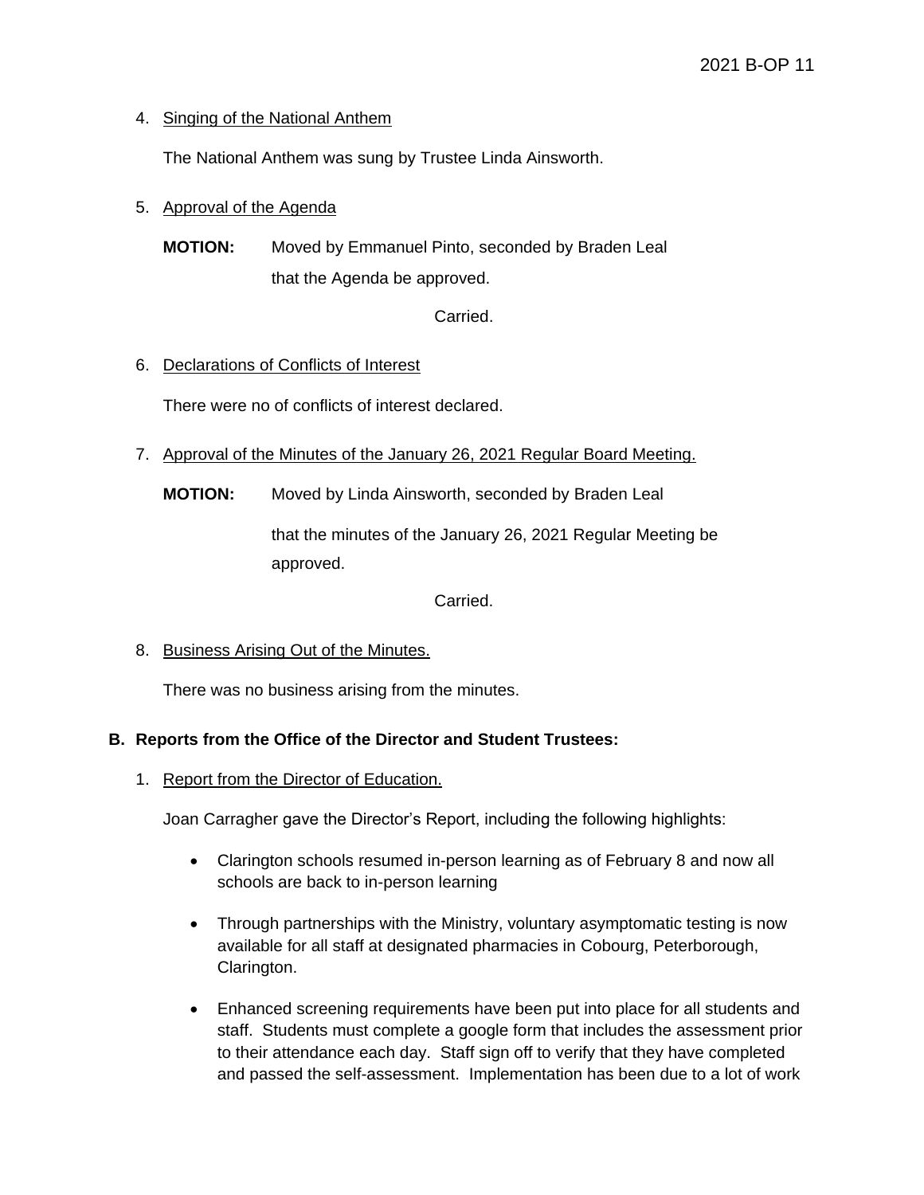4. Singing of the National Anthem

   The National Anthem was sung by Trustee Linda Ainsworth.

5. Approval of the Agenda

   **MOTION:** Moved by Emmanuel Pinto, seconded by Braden Leal that the Agenda be approved.

   Carried.

6. Declarations of Conflicts of Interest

   There were no of conflicts of interest declared.

7. Approval of the Minutes of the January 26, 2021 Regular Board Meeting.

   **MOTION:** Moved by Linda Ainsworth, seconded by Braden Leal

   that the minutes of the January 26, 2021 Regular Meeting be approved.

   Carried.

8. Business Arising Out of the Minutes.

   There was no business arising from the minutes.

**B. Reports from the Office of the Director and Student Trustees:**

1. Report from the Director of Education.

   Joan Carragher gave the Director's Report, including the following highlights:

   - Clarington schools resumed in-person learning as of February 8 and now all schools are back to in-person learning

   - Through partnerships with the Ministry, voluntary asymptomatic testing is now available for all staff at designated pharmacies in Cobourg, Peterborough, Clarington.

   - Enhanced screening requirements have been put into place for all students and staff. Students must complete a google form that includes the assessment prior to their attendance each day. Staff sign off to verify that they have completed and passed the self-assessment. Implementation has been due to a lot of work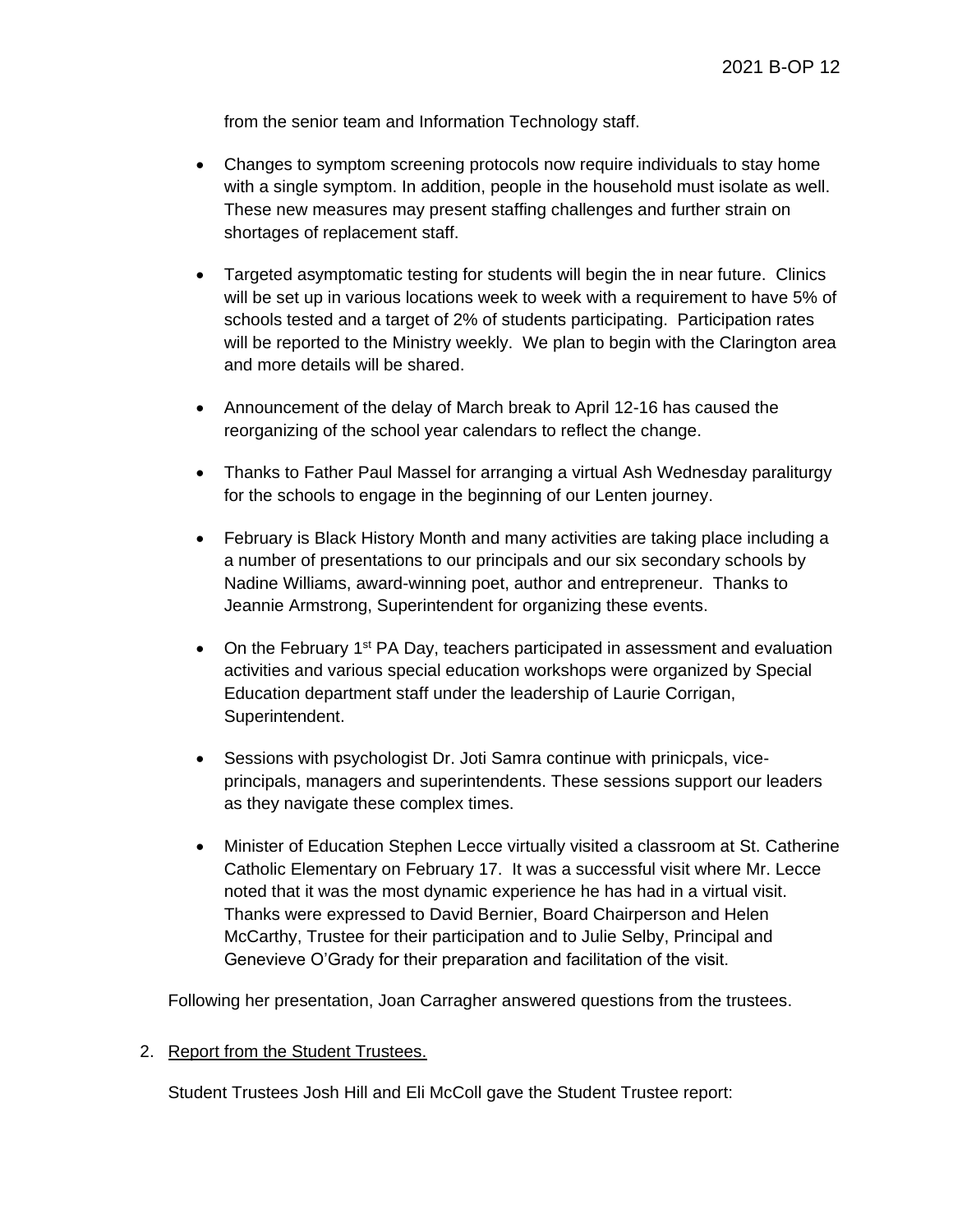from the senior team and Information Technology staff.

- Changes to symptom screening protocols now require individuals to stay home with a single symptom. In addition, people in the household must isolate as well. These new measures may present staffing challenges and further strain on shortages of replacement staff.

- Targeted asymptomatic testing for students will begin the in near future. Clinics will be set up in various locations week to week with a requirement to have 5% of schools tested and a target of 2% of students participating. Participation rates will be reported to the Ministry weekly. We plan to begin with the Clarington area and more details will be shared.

- Announcement of the delay of March break to April 12-16 has caused the reorganizing of the school year calendars to reflect the change.

- Thanks to Father Paul Massel for arranging a virtual Ash Wednesday paraliturgy for the schools to engage in the beginning of our Lenten journey.

- February is Black History Month and many activities are taking place including a a number of presentations to our principals and our six secondary schools by Nadine Williams, award-winning poet, author and entrepreneur. Thanks to Jeannie Armstrong, Superintendent for organizing these events.

- On the February 1st PA Day, teachers participated in assessment and evaluation activities and various special education workshops were organized by Special Education department staff under the leadership of Laurie Corrigan, Superintendent.

- Sessions with psychologist Dr. Joti Samra continue with prinicpals, vice-principals, managers and superintendents. These sessions support our leaders as they navigate these complex times.

- Minister of Education Stephen Lecce virtually visited a classroom at St. Catherine Catholic Elementary on February 17. It was a successful visit where Mr. Lecce noted that it was the most dynamic experience he has had in a virtual visit. Thanks were expressed to David Bernier, Board Chairperson and Helen McCarthy, Trustee for their participation and to Julie Selby, Principal and Genevieve O'Grady for their preparation and facilitation of the visit.

Following her presentation, Joan Carragher answered questions from the trustees.

2. Report from the Student Trustees.

Student Trustees Josh Hill and Eli McColl gave the Student Trustee report: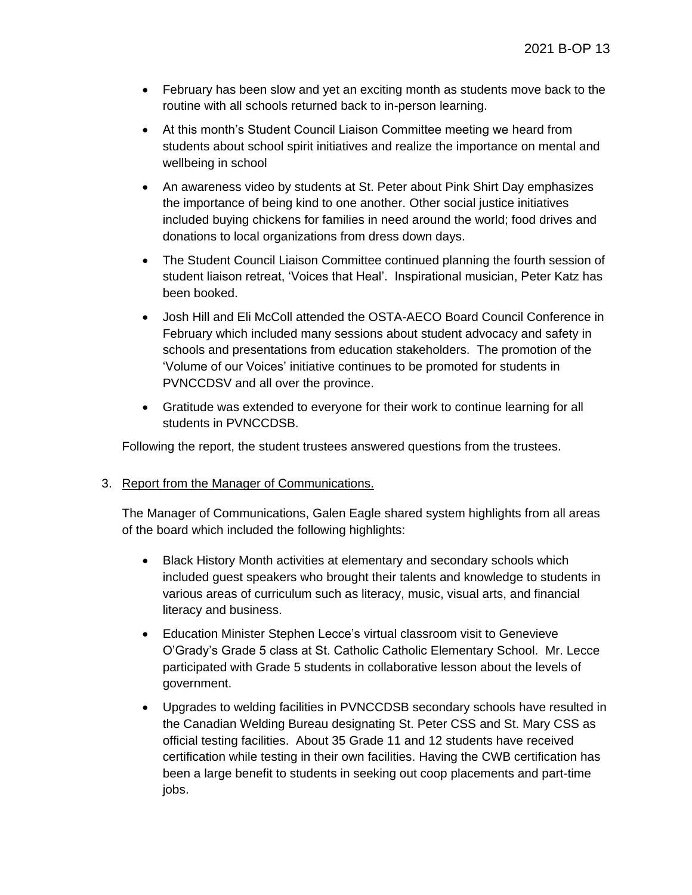- February has been slow and yet an exciting month as students move back to the routine with all schools returned back to in-person learning.
- At this month's Student Council Liaison Committee meeting we heard from students about school spirit initiatives and realize the importance on mental and wellbeing in school
- An awareness video by students at St. Peter about Pink Shirt Day emphasizes the importance of being kind to one another. Other social justice initiatives included buying chickens for families in need around the world; food drives and donations to local organizations from dress down days.
- The Student Council Liaison Committee continued planning the fourth session of student liaison retreat, 'Voices that Heal'. Inspirational musician, Peter Katz has been booked.
- Josh Hill and Eli McColl attended the OSTA-AECO Board Council Conference in February which included many sessions about student advocacy and safety in schools and presentations from education stakeholders. The promotion of the 'Volume of our Voices' initiative continues to be promoted for students in PVNCCDSV and all over the province.
- Gratitude was extended to everyone for their work to continue learning for all students in PVNCCDSB.

Following the report, the student trustees answered questions from the trustees.

3. Report from the Manager of Communications.

   The Manager of Communications, Galen Eagle shared system highlights from all areas of the board which included the following highlights:

   - Black History Month activities at elementary and secondary schools which included guest speakers who brought their talents and knowledge to students in various areas of curriculum such as literacy, music, visual arts, and financial literacy and business.
   - Education Minister Stephen Lecce's virtual classroom visit to Genevieve O'Grady's Grade 5 class at St. Catholic Catholic Elementary School. Mr. Lecce participated with Grade 5 students in collaborative lesson about the levels of government.
   - Upgrades to welding facilities in PVNCCDSB secondary schools have resulted in the Canadian Welding Bureau designating St. Peter CSS and St. Mary CSS as official testing facilities. About 35 Grade 11 and 12 students have received certification while testing in their own facilities. Having the CWB certification has been a large benefit to students in seeking out coop placements and part-time jobs.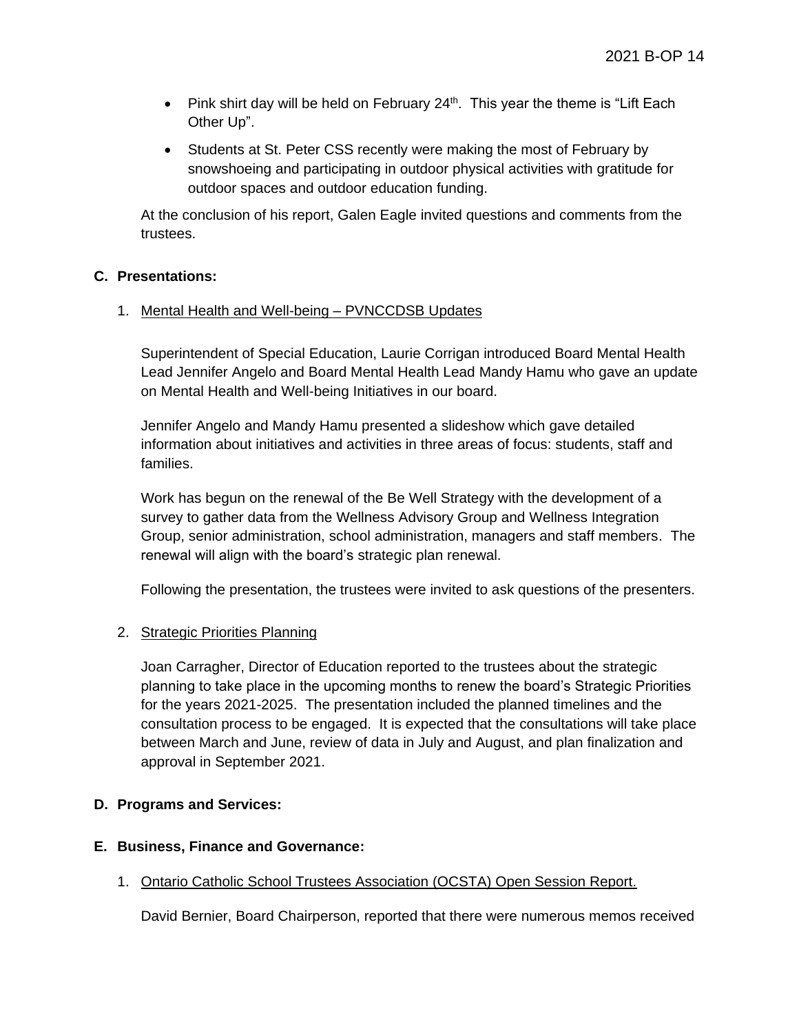- Pink shirt day will be held on February 24th. This year the theme is "Lift Each Other Up".
- Students at St. Peter CSS recently were making the most of February by snowshoeing and participating in outdoor physical activities with gratitude for outdoor spaces and outdoor education funding.

At the conclusion of his report, Galen Eagle invited questions and comments from the trustees.

**C. Presentations:**

1. Mental Health and Well-being – PVNCCDSB Updates

   Superintendent of Special Education, Laurie Corrigan introduced Board Mental Health Lead Jennifer Angelo and Board Mental Health Lead Mandy Hamu who gave an update on Mental Health and Well-being Initiatives in our board.

   Jennifer Angelo and Mandy Hamu presented a slideshow which gave detailed information about initiatives and activities in three areas of focus: students, staff and families.

   Work has begun on the renewal of the Be Well Strategy with the development of a survey to gather data from the Wellness Advisory Group and Wellness Integration Group, senior administration, school administration, managers and staff members. The renewal will align with the board's strategic plan renewal.

   Following the presentation, the trustees were invited to ask questions of the presenters.

2. Strategic Priorities Planning

   Joan Carragher, Director of Education reported to the trustees about the strategic planning to take place in the upcoming months to renew the board's Strategic Priorities for the years 2021-2025. The presentation included the planned timelines and the consultation process to be engaged. It is expected that the consultations will take place between March and June, review of data in July and August, and plan finalization and approval in September 2021.

**D. Programs and Services:**

**E. Business, Finance and Governance:**

1. Ontario Catholic School Trustees Association (OCSTA) Open Session Report.

   David Bernier, Board Chairperson, reported that there were numerous memos received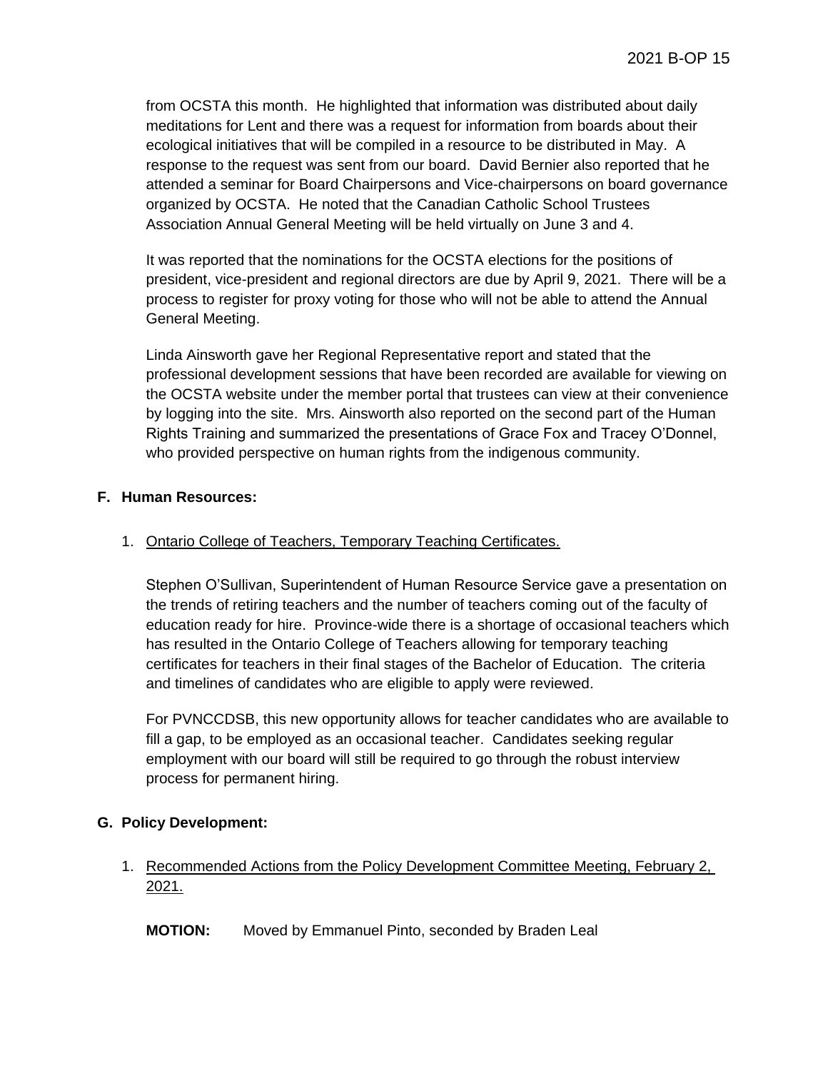from OCSTA this month. He highlighted that information was distributed about daily meditations for Lent and there was a request for information from boards about their ecological initiatives that will be compiled in a resource to be distributed in May. A response to the request was sent from our board. David Bernier also reported that he attended a seminar for Board Chairpersons and Vice-chairpersons on board governance organized by OCSTA. He noted that the Canadian Catholic School Trustees Association Annual General Meeting will be held virtually on June 3 and 4.

It was reported that the nominations for the OCSTA elections for the positions of president, vice-president and regional directors are due by April 9, 2021. There will be a process to register for proxy voting for those who will not be able to attend the Annual General Meeting.

Linda Ainsworth gave her Regional Representative report and stated that the professional development sessions that have been recorded are available for viewing on the OCSTA website under the member portal that trustees can view at their convenience by logging into the site. Mrs. Ainsworth also reported on the second part of the Human Rights Training and summarized the presentations of Grace Fox and Tracey O'Donnel, who provided perspective on human rights from the indigenous community.

**F. Human Resources:**

1. Ontario College of Teachers, Temporary Teaching Certificates.

   Stephen O'Sullivan, Superintendent of Human Resource Service gave a presentation on the trends of retiring teachers and the number of teachers coming out of the faculty of education ready for hire. Province-wide there is a shortage of occasional teachers which has resulted in the Ontario College of Teachers allowing for temporary teaching certificates for teachers in their final stages of the Bachelor of Education. The criteria and timelines of candidates who are eligible to apply were reviewed.

   For PVNCCDSB, this new opportunity allows for teacher candidates who are available to fill a gap, to be employed as an occasional teacher. Candidates seeking regular employment with our board will still be required to go through the robust interview process for permanent hiring.

**G. Policy Development:**

1. Recommended Actions from the Policy Development Committee Meeting, February 2, 2021.

   **MOTION:** Moved by Emmanuel Pinto, seconded by Braden Leal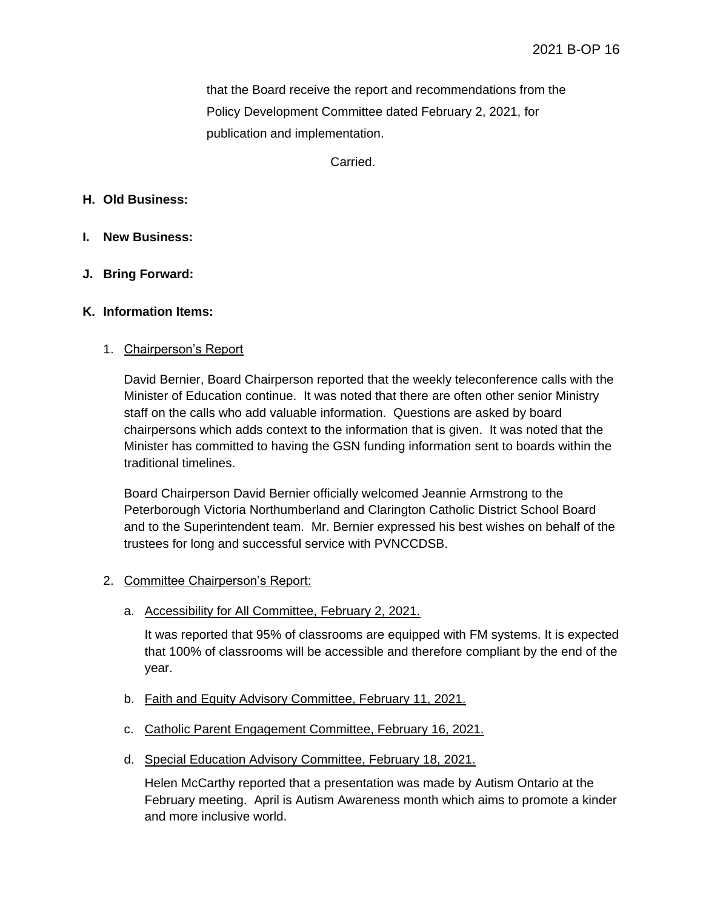that the Board receive the report and recommendations from the Policy Development Committee dated February 2, 2021, for publication and implementation.

Carried.

**H. Old Business:**

**I. New Business:**

**J. Bring Forward:**

**K. Information Items:**

1. Chairperson's Report

   David Bernier, Board Chairperson reported that the weekly teleconference calls with the Minister of Education continue. It was noted that there are often other senior Ministry staff on the calls who add valuable information. Questions are asked by board chairpersons which adds context to the information that is given. It was noted that the Minister has committed to having the GSN funding information sent to boards within the traditional timelines.

   Board Chairperson David Bernier officially welcomed Jeannie Armstrong to the Peterborough Victoria Northumberland and Clarington Catholic District School Board and to the Superintendent team. Mr. Bernier expressed his best wishes on behalf of the trustees for long and successful service with PVNCCDSB.

2. Committee Chairperson's Report:

   a. Accessibility for All Committee, February 2, 2021.

      It was reported that 95% of classrooms are equipped with FM systems. It is expected that 100% of classrooms will be accessible and therefore compliant by the end of the year.

   b. Faith and Equity Advisory Committee, February 11, 2021.

   c. Catholic Parent Engagement Committee, February 16, 2021.

   d. Special Education Advisory Committee, February 18, 2021.

      Helen McCarthy reported that a presentation was made by Autism Ontario at the February meeting. April is Autism Awareness month which aims to promote a kinder and more inclusive world.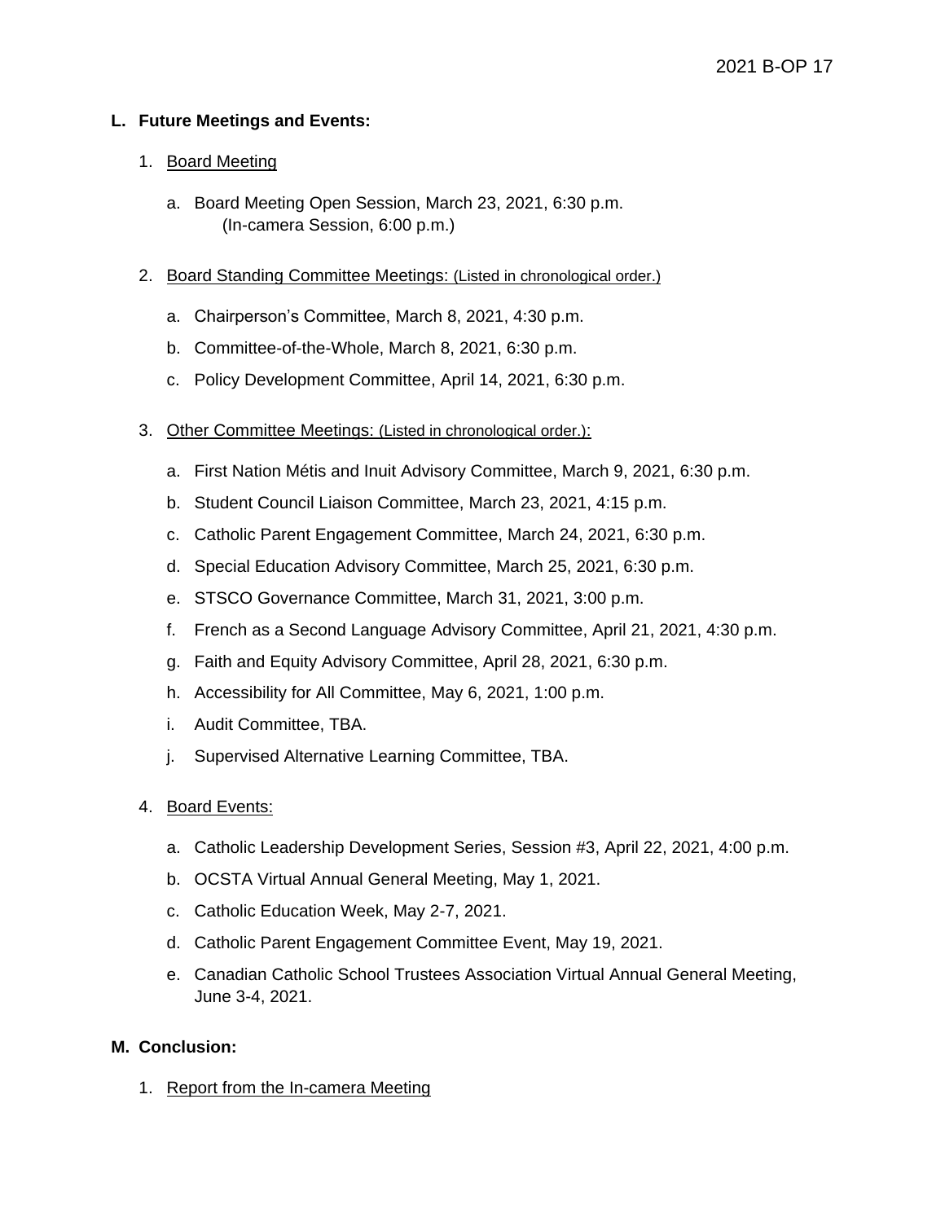**L. Future Meetings and Events:**

1. Board Meeting

   a. Board Meeting Open Session, March 23, 2021, 6:30 p.m.
      (In-camera Session, 6:00 p.m.)

2. Board Standing Committee Meetings: (Listed in chronological order.)

   a. Chairperson's Committee, March 8, 2021, 4:30 p.m.

   b. Committee-of-the-Whole, March 8, 2021, 6:30 p.m.

   c. Policy Development Committee, April 14, 2021, 6:30 p.m.

3. Other Committee Meetings: (Listed in chronological order.):

   a. First Nation Métis and Inuit Advisory Committee, March 9, 2021, 6:30 p.m.

   b. Student Council Liaison Committee, March 23, 2021, 4:15 p.m.

   c. Catholic Parent Engagement Committee, March 24, 2021, 6:30 p.m.

   d. Special Education Advisory Committee, March 25, 2021, 6:30 p.m.

   e. STSCO Governance Committee, March 31, 2021, 3:00 p.m.

   f. French as a Second Language Advisory Committee, April 21, 2021, 4:30 p.m.

   g. Faith and Equity Advisory Committee, April 28, 2021, 6:30 p.m.

   h. Accessibility for All Committee, May 6, 2021, 1:00 p.m.

   i. Audit Committee, TBA.

   j. Supervised Alternative Learning Committee, TBA.

4. Board Events:

   a. Catholic Leadership Development Series, Session #3, April 22, 2021, 4:00 p.m.

   b. OCSTA Virtual Annual General Meeting, May 1, 2021.

   c. Catholic Education Week, May 2-7, 2021.

   d. Catholic Parent Engagement Committee Event, May 19, 2021.

   e. Canadian Catholic School Trustees Association Virtual Annual General Meeting, June 3-4, 2021.

**M. Conclusion:**

1. Report from the In-camera Meeting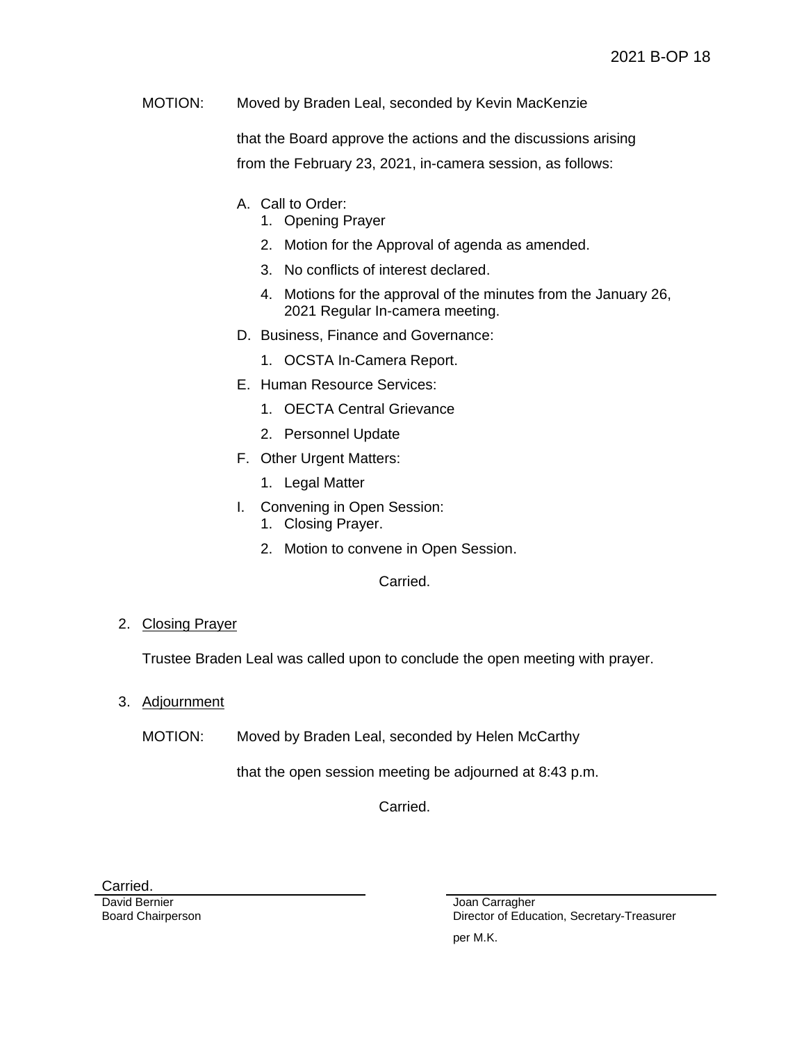MOTION: Moved by Braden Leal, seconded by Kevin MacKenzie

that the Board approve the actions and the discussions arising from the February 23, 2021, in-camera session, as follows:

A. Call to Order:
   1. Opening Prayer
   2. Motion for the Approval of agenda as amended.
   3. No conflicts of interest declared.
   4. Motions for the approval of the minutes from the January 26, 2021 Regular In-camera meeting.

D. Business, Finance and Governance:
   1. OCSTA In-Camera Report.

E. Human Resource Services:
   1. OECTA Central Grievance
   2. Personnel Update

F. Other Urgent Matters:
   1. Legal Matter

I. Convening in Open Session:
   1. Closing Prayer.
   2. Motion to convene in Open Session.

Carried.

2. Closing Prayer

Trustee Braden Leal was called upon to conclude the open meeting with prayer.

3. Adjournment

MOTION: Moved by Braden Leal, seconded by Helen McCarthy

that the open session meeting be adjourned at 8:43 p.m.

Carried.

Carried.

David Bernier
Board Chairperson

Joan Carragher
Director of Education, Secretary-Treasurer

per M.K.